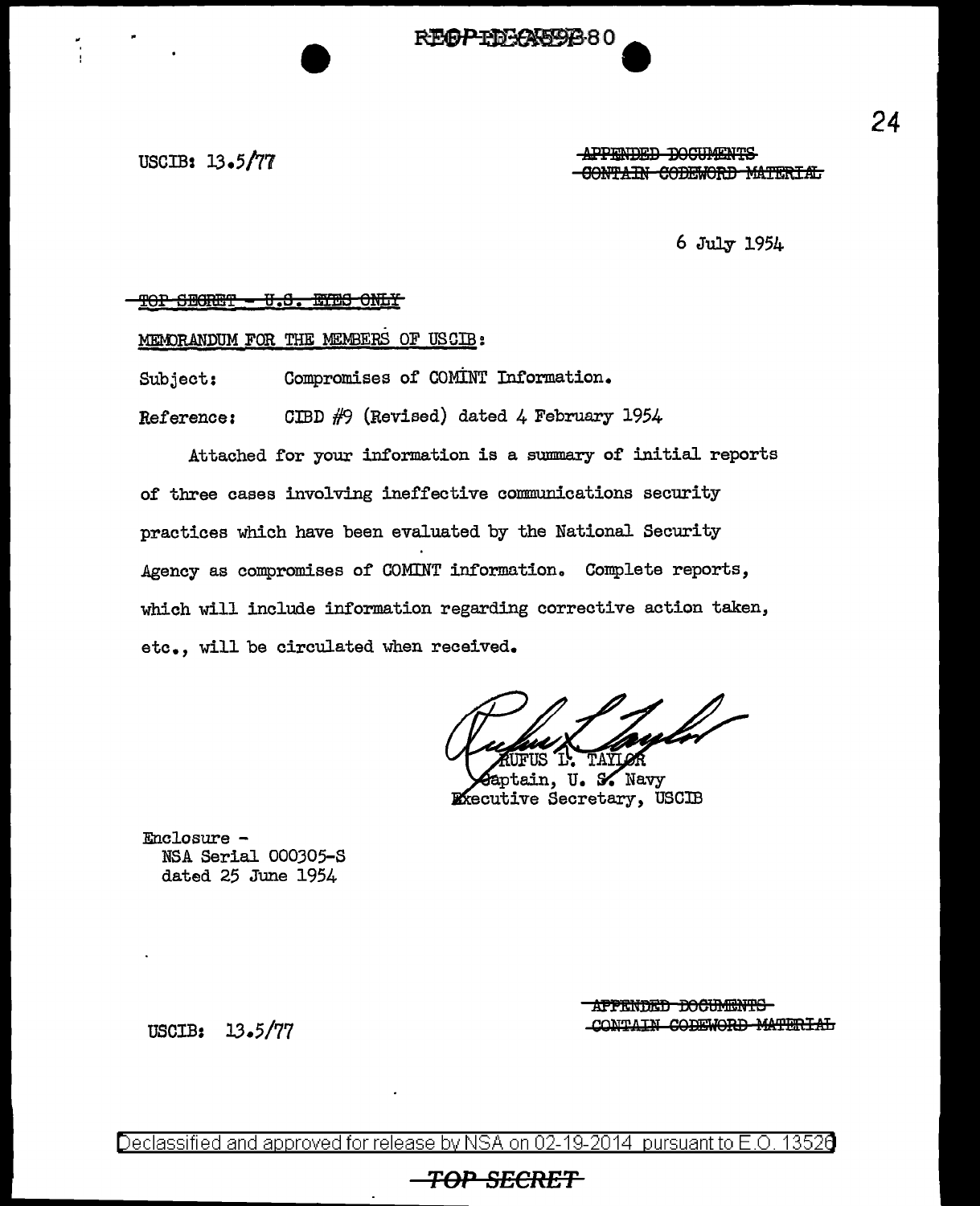USCIB: 13.5/77

~~APPENDED DOCUMENTS CONTAIN CODEWORD MATERIAL~~

6 July 1954

~~TOP SECRET - U.S. EYES ONLY~~

MEMORANDUM FOR THE MEMBERS OF USCIB:

Subject: Compromises of COMINT Information.

Reference: CIBD #9 (Revised) dated 4 February 1954

Attached for your information is a summary of initial reports of three cases involving ineffective communications security practices which have been evaluated by the National Security Agency as compromises of COMINT information. Complete reports, which will include information regarding corrective action taken, etc., will be circulated when received.

RUFUS L. TAYLOR
Captain, U. S. Navy
Executive Secretary, USCIB

Enclosure -
NSA Serial 000305-S
dated 25 June 1954

USCIB: 13.5/77

~~APPENDED DOCUMENTS CONTAIN CODEWORD MATERIAL~~

Declassified and approved for release by NSA on 02-19-2014 pursuant to E.O. 13526

~~TOP SECRET~~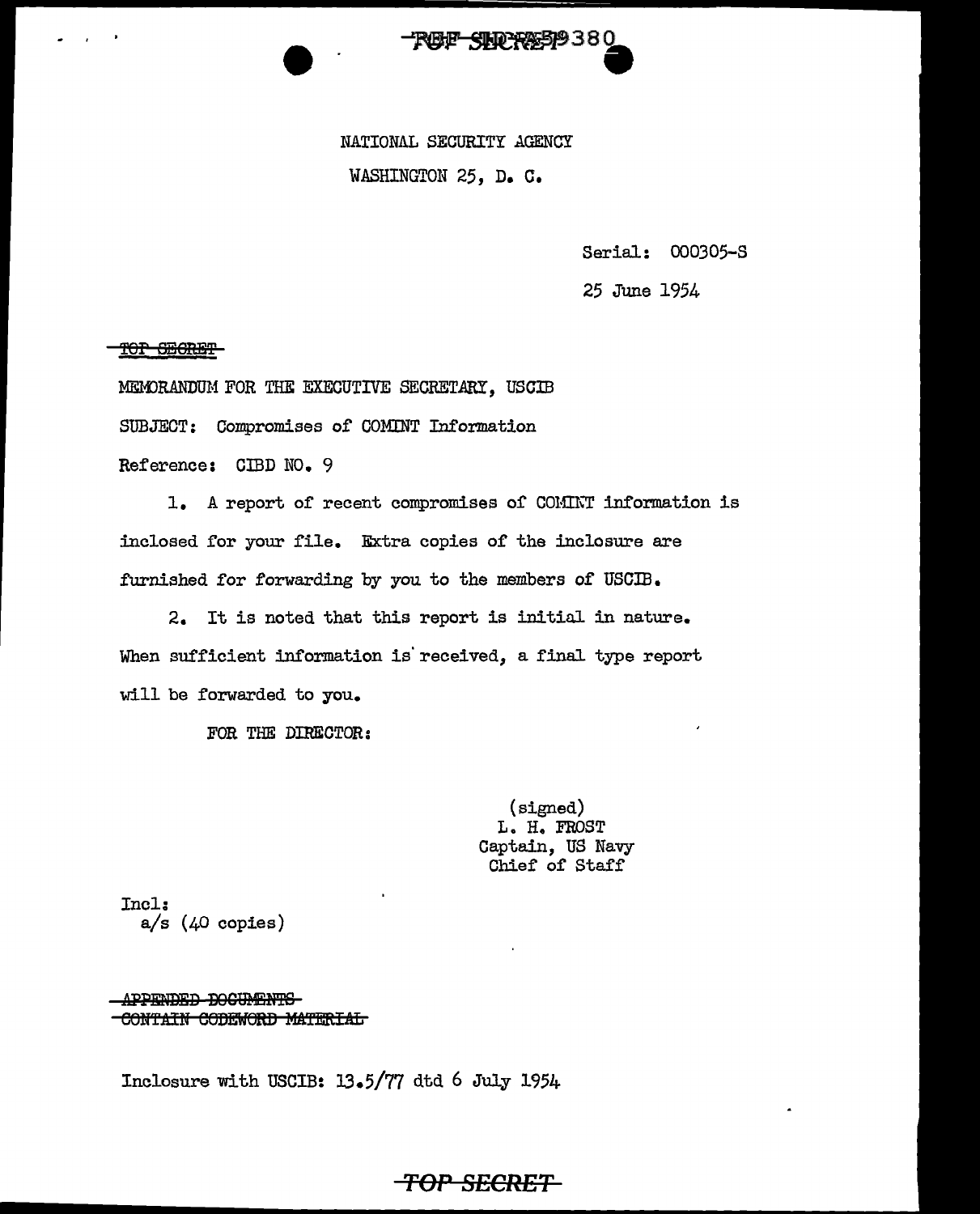NATIONAL SECURITY AGENCY

WASHINGTON 25, D. C.

Serial: 000305-S

25 June 1954

~~TOP SECRET~~

MEMORANDUM FOR THE EXECUTIVE SECRETARY, USCIB

SUBJECT: Compromises of COMINT Information

Reference: CIBD NO. 9

1. A report of recent compromises of COMINT information is inclosed for your file. Extra copies of the inclosure are furnished for forwarding by you to the members of USCIB.

2. It is noted that this report is initial in nature. When sufficient information is received, a final type report will be forwarded to you.

FOR THE DIRECTOR:

(signed)
L. H. FROST
Captain, US Navy
Chief of Staff

Incl:
a/s (40 copies)

~~APPENDED DOCUMENTS~~
~~CONTAIN CODEWORD MATERIAL~~

Inclosure with USCIB: 13.5/77 dtd 6 July 1954

~~TOP SECRET~~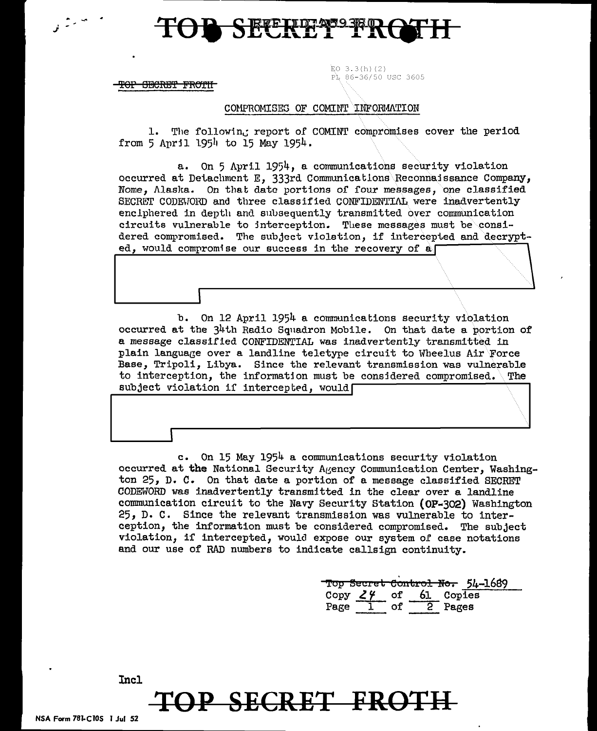EO 3.3(h)(2)
PL 86-36/50 USC 3605

~~TOP SECRET FROTH~~

COMPROMISES OF COMINT INFORMATION

1. The following report of COMINT compromises cover the period from 5 April 1954 to 15 May 1954.

a. On 5 April 1954, a communications security violation occurred at Detachment E, 333rd Communications Reconnaissance Company, Nome, Alaska. On that date portions of four messages, one classified SECRET CODEWORD and three classified CONFIDENTIAL were inadvertently enciphered in depth and subsequently transmitted over communication circuits vulnerable to interception. These messages must be considered compromised. The subject violation, if intercepted and decrypted, would compromise our success in the recovery of a [REDACTED]

b. On 12 April 1954 a communications security violation occurred at the 34th Radio Squadron Mobile. On that date a portion of a message classified CONFIDENTIAL was inadvertently transmitted in plain language over a landline teletype circuit to Wheelus Air Force Base, Tripoli, Libya. Since the relevant transmission was vulnerable to interception, the information must be considered compromised. The subject violation if intercepted, would [REDACTED]

c. On 15 May 1954 a communications security violation occurred at the National Security Agency Communication Center, Washington 25, D. C. On that date a portion of a message classified SECRET CODEWORD was inadvertently transmitted in the clear over a landline communication circuit to the Navy Security Station (OP-302) Washington 25, D. C. Since the relevant transmission was vulnerable to interception, the information must be considered compromised. The subject violation, if intercepted, would expose our system of case notations and our use of RAD numbers to indicate callsign continuity.

~~Top Secret Control No.~~ 54-1689
Copy 24 of 61 Copies
Page 1 of 2 Pages

Incl

NSA Form 781-C10S 1 Jul 52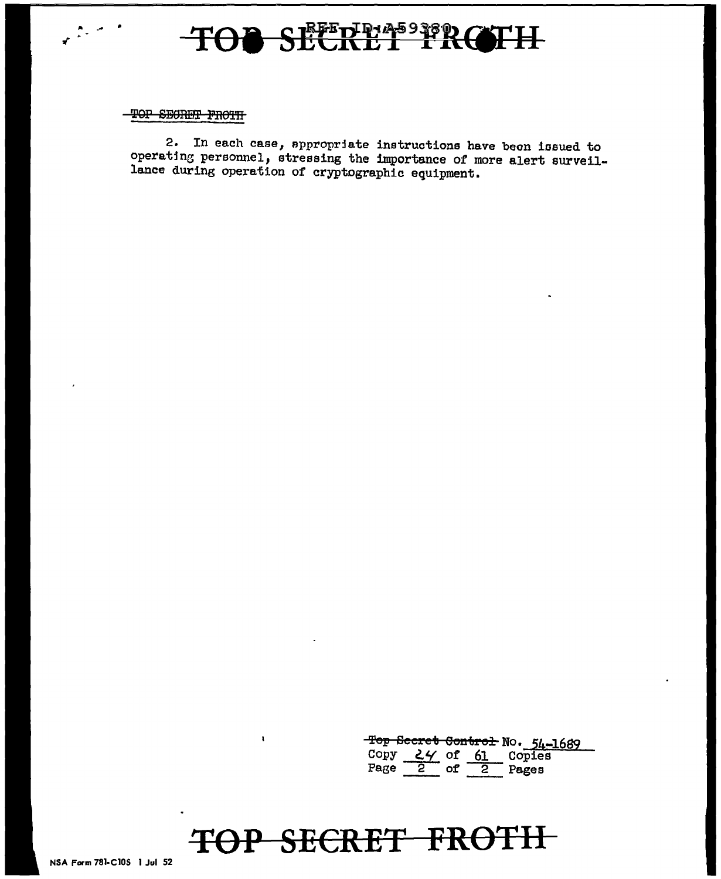~~TOP SECRET FROTH~~

2. In each case, appropriate instructions have been issued to operating personnel, stressing the importance of more alert surveillance during operation of cryptographic equipment.

~~Top Secret Control~~ No. 54-1689
Copy 24 of 61 Copies
Page 2 of 2 Pages

NSA Form 781-C10S 1 Jul 52